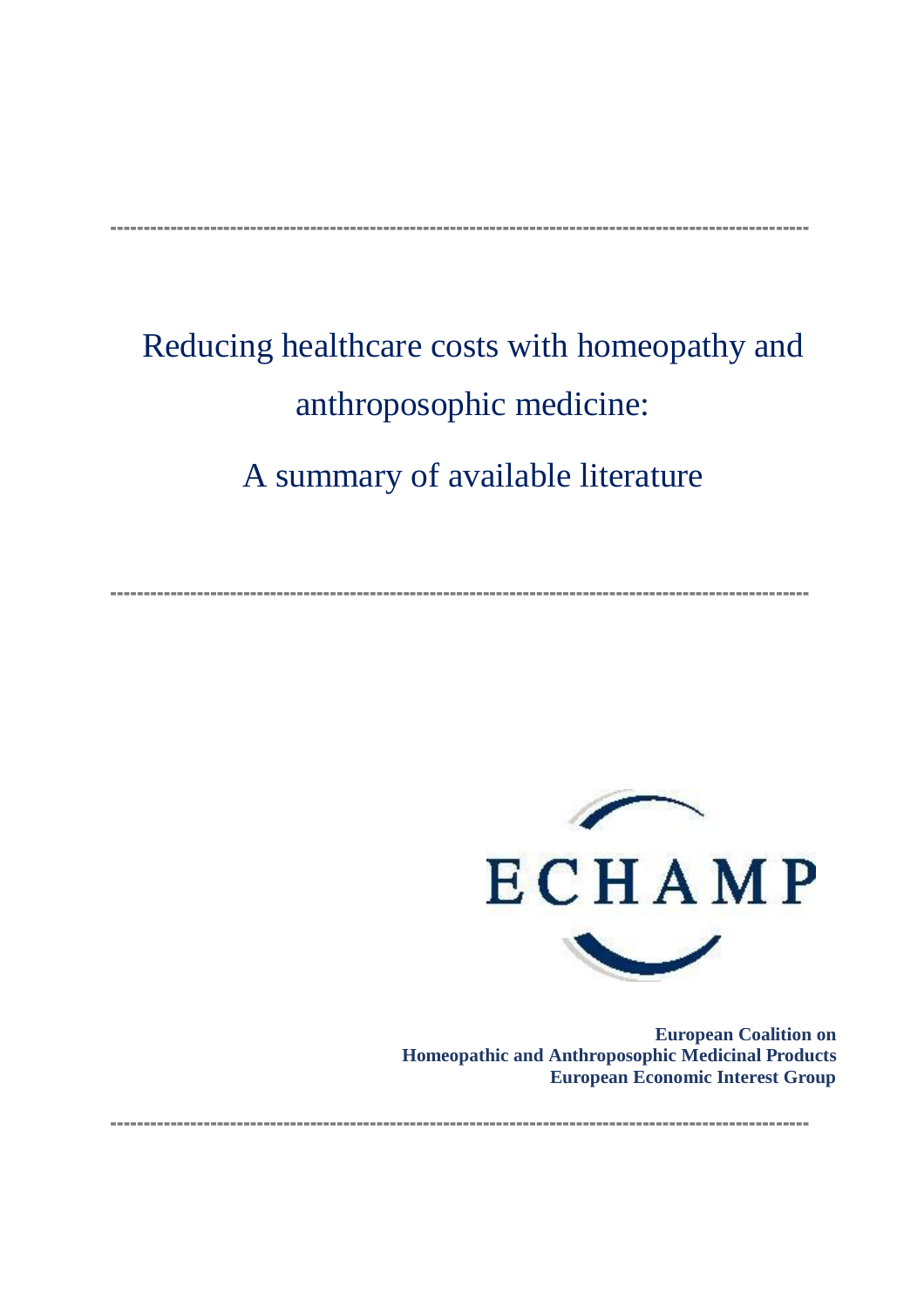# Reducing healthcare costs with homeopathy and anthroposophic medicine:

# A summary of available literature

ECHAMP

**European Coalition on**
**Homeopathic and Anthroposophic Medicinal Products**
**European Economic Interest Group**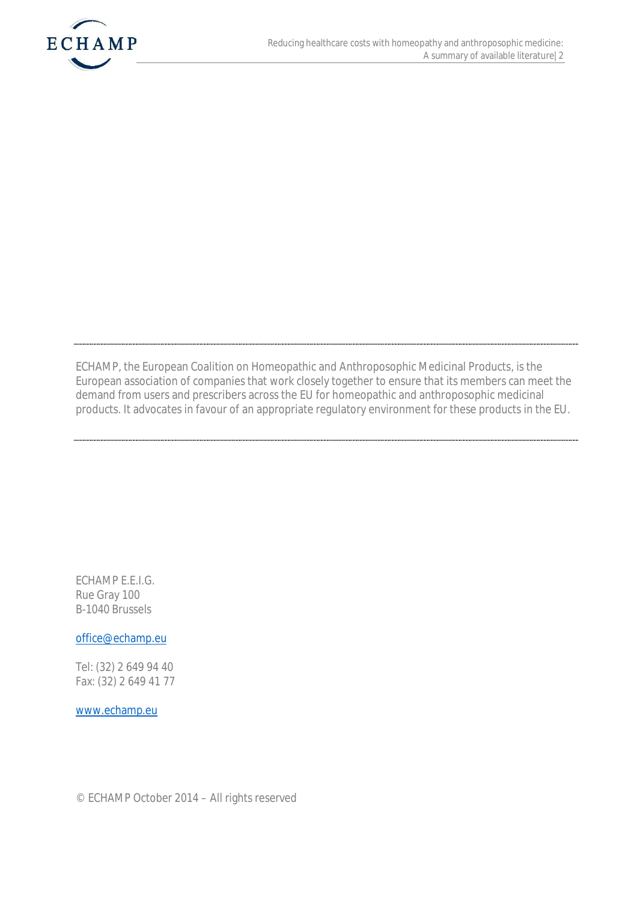ECHAMP, the European Coalition on Homeopathic and Anthroposophic Medicinal Products, is the European association of companies that work closely together to ensure that its members can meet the demand from users and prescribers across the EU for homeopathic and anthroposophic medicinal products. It advocates in favour of an appropriate regulatory environment for these products in the EU.

ECHAMP E.E.I.G.
Rue Gray 100
B-1040 Brussels

office@echamp.eu

Tel: (32) 2 649 94 40
Fax: (32) 2 649 41 77

www.echamp.eu

© ECHAMP October 2014 – All rights reserved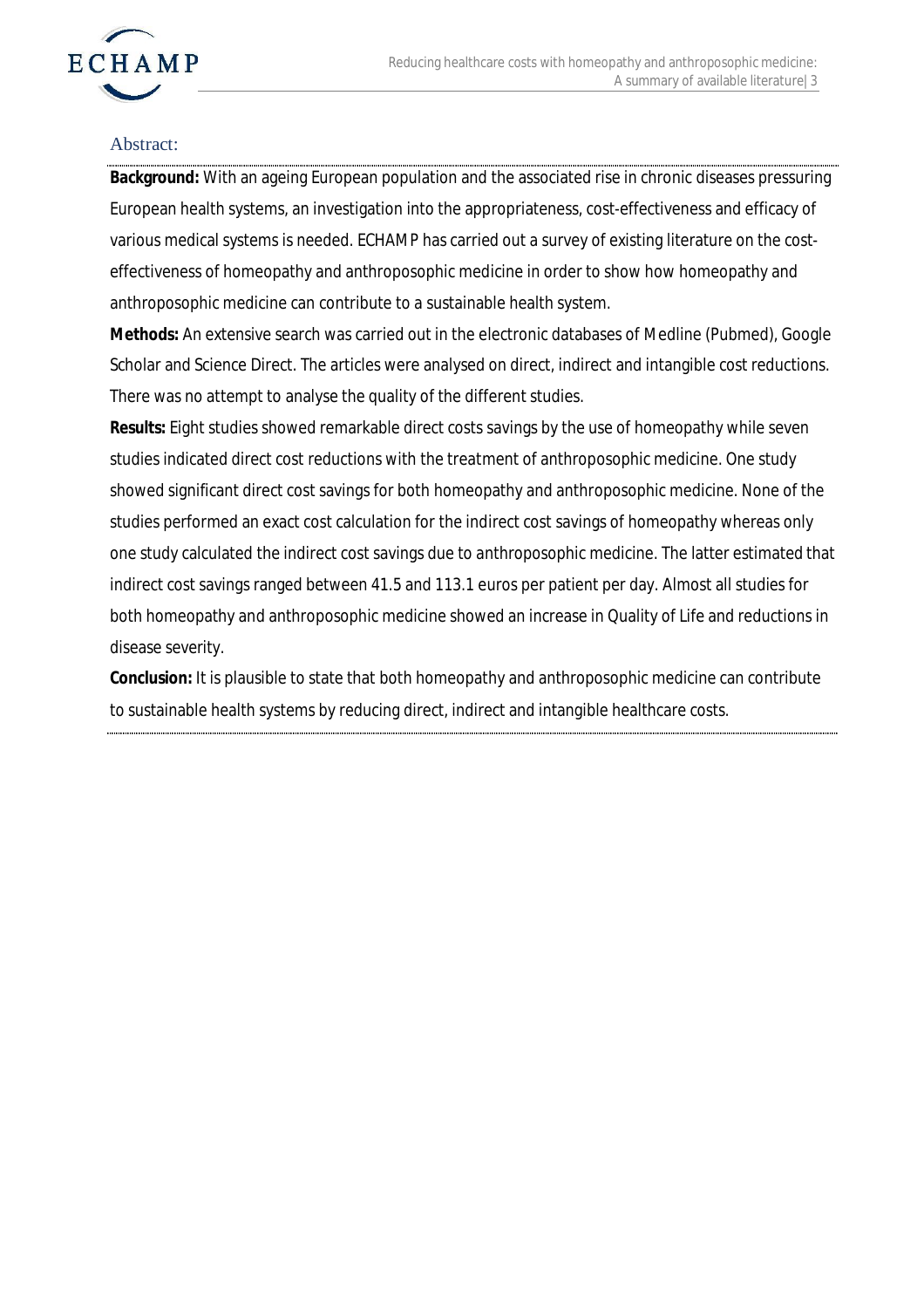## Abstract:

**Background:** With an ageing European population and the associated rise in chronic diseases pressuring European health systems, an investigation into the appropriateness, cost-effectiveness and efficacy of various medical systems is needed. ECHAMP has carried out a survey of existing literature on the cost-effectiveness of homeopathy and anthroposophic medicine in order to show how homeopathy and anthroposophic medicine can contribute to a sustainable health system.

**Methods:** An extensive search was carried out in the electronic databases of Medline (Pubmed), Google Scholar and Science Direct. The articles were analysed on direct, indirect and intangible cost reductions. There was no attempt to analyse the quality of the different studies.

**Results:** Eight studies showed remarkable direct costs savings by the use of homeopathy while seven studies indicated direct cost reductions with the treatment of anthroposophic medicine. One study showed significant direct cost savings for both homeopathy and anthroposophic medicine. None of the studies performed an exact cost calculation for the indirect cost savings of homeopathy whereas only one study calculated the indirect cost savings due to anthroposophic medicine. The latter estimated that indirect cost savings ranged between 41.5 and 113.1 euros per patient per day. Almost all studies for both homeopathy and anthroposophic medicine showed an increase in Quality of Life and reductions in disease severity.

**Conclusion:** It is plausible to state that both homeopathy and anthroposophic medicine can contribute to sustainable health systems by reducing direct, indirect and intangible healthcare costs.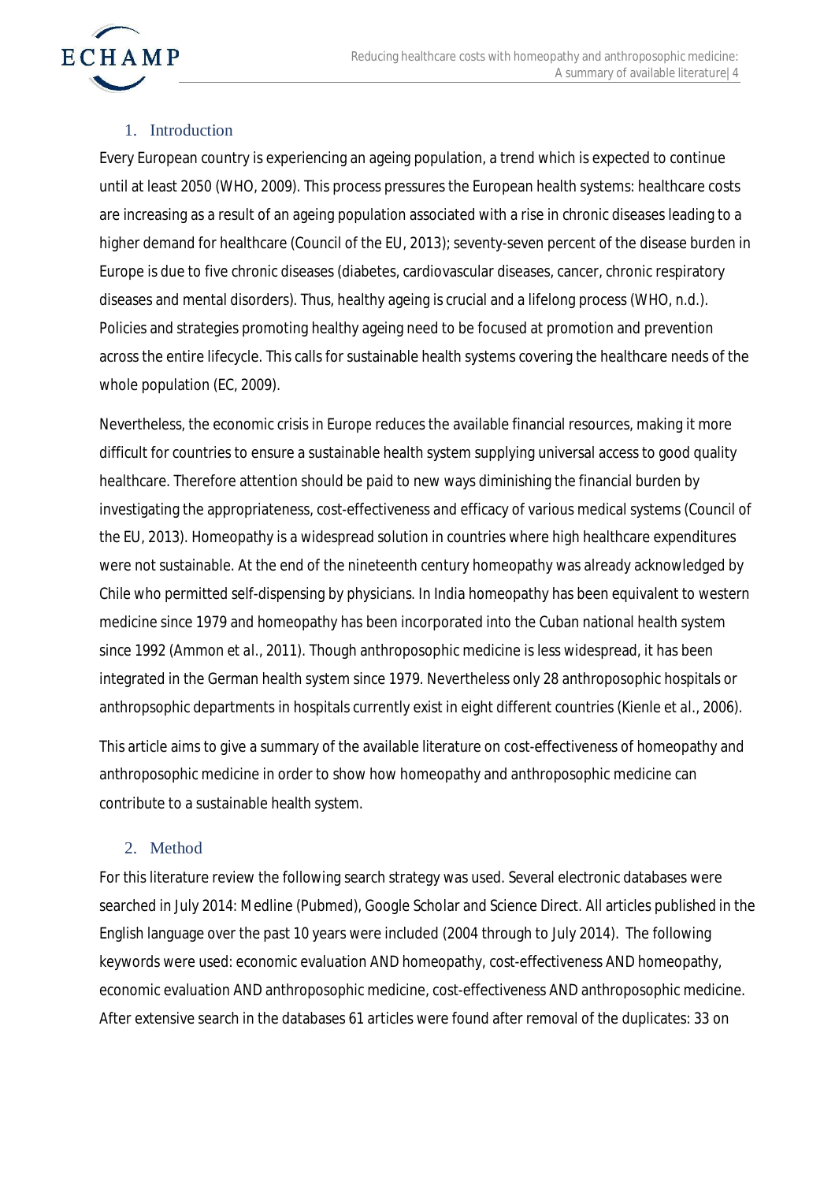## 1. Introduction

Every European country is experiencing an ageing population, a trend which is expected to continue until at least 2050 (WHO, 2009). This process pressures the European health systems: healthcare costs are increasing as a result of an ageing population associated with a rise in chronic diseases leading to a higher demand for healthcare (Council of the EU, 2013); seventy-seven percent of the disease burden in Europe is due to five chronic diseases (diabetes, cardiovascular diseases, cancer, chronic respiratory diseases and mental disorders). Thus, healthy ageing is crucial and a lifelong process (WHO, n.d.). Policies and strategies promoting healthy ageing need to be focused at promotion and prevention across the entire lifecycle. This calls for sustainable health systems covering the healthcare needs of the whole population (EC, 2009).

Nevertheless, the economic crisis in Europe reduces the available financial resources, making it more difficult for countries to ensure a sustainable health system supplying universal access to good quality healthcare. Therefore attention should be paid to new ways diminishing the financial burden by investigating the appropriateness, cost-effectiveness and efficacy of various medical systems (Council of the EU, 2013). Homeopathy is a widespread solution in countries where high healthcare expenditures were not sustainable. At the end of the nineteenth century homeopathy was already acknowledged by Chile who permitted self-dispensing by physicians. In India homeopathy has been equivalent to western medicine since 1979 and homeopathy has been incorporated into the Cuban national health system since 1992 (Ammon *et al.*, 2011). Though anthroposophic medicine is less widespread, it has been integrated in the German health system since 1979. Nevertheless only 28 anthroposophic hospitals or anthropsophic departments in hospitals currently exist in eight different countries (Kienle et *al.*, 2006).

This article aims to give a summary of the available literature on cost-effectiveness of homeopathy and anthroposophic medicine in order to show how homeopathy and anthroposophic medicine can contribute to a sustainable health system.

## 2. Method

For this literature review the following search strategy was used. Several electronic databases were searched in July 2014: Medline (Pubmed), Google Scholar and Science Direct. All articles published in the English language over the past 10 years were included (2004 through to July 2014). The following keywords were used: economic evaluation AND homeopathy, cost-effectiveness AND homeopathy, economic evaluation AND anthroposophic medicine, cost-effectiveness AND anthroposophic medicine. After extensive search in the databases 61 articles were found after removal of the duplicates: 33 on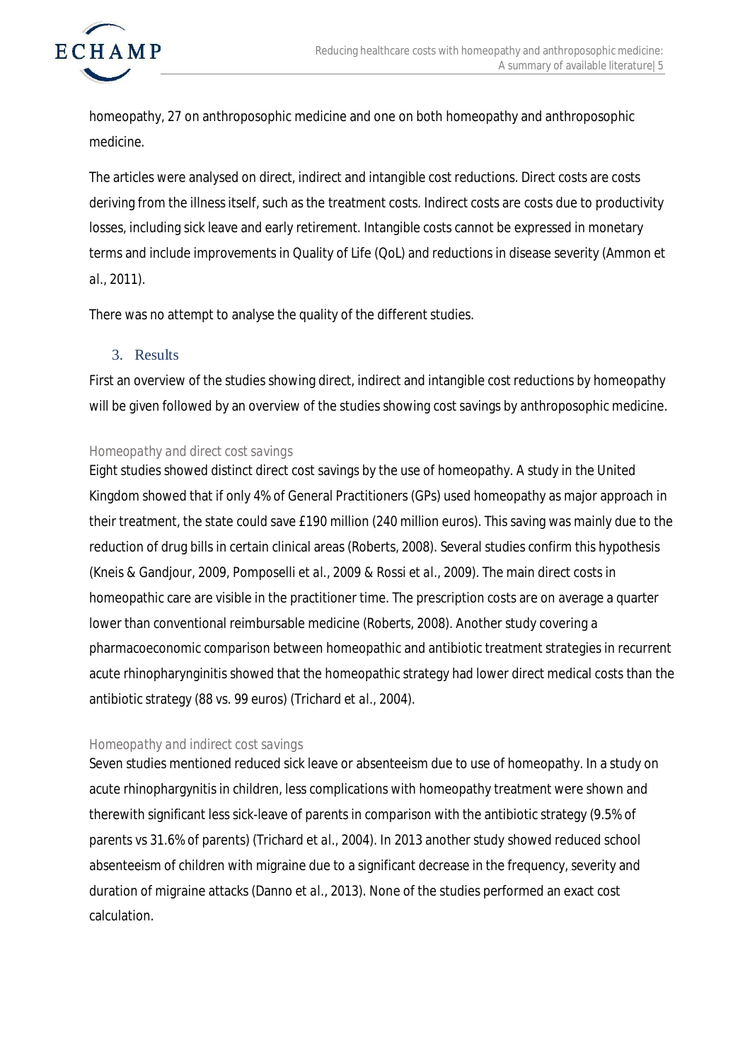homeopathy, 27 on anthroposophic medicine and one on both homeopathy and anthroposophic medicine.

The articles were analysed on direct, indirect and intangible cost reductions. Direct costs are costs deriving from the illness itself, such as the treatment costs. Indirect costs are costs due to productivity losses, including sick leave and early retirement. Intangible costs cannot be expressed in monetary terms and include improvements in Quality of Life (QoL) and reductions in disease severity (Ammon et al., 2011).

There was no attempt to analyse the quality of the different studies.

## 3. Results

First an overview of the studies showing direct, indirect and intangible cost reductions by homeopathy will be given followed by an overview of the studies showing cost savings by anthroposophic medicine.

### *Homeopathy and direct cost savings*

Eight studies showed distinct direct cost savings by the use of homeopathy. A study in the United Kingdom showed that if only 4% of General Practitioners (GPs) used homeopathy as major approach in their treatment, the state could save £190 million (240 million euros). This saving was mainly due to the reduction of drug bills in certain clinical areas (Roberts, 2008). Several studies confirm this hypothesis (Kneis & Gandjour, 2009, Pomposelli et al., 2009 & Rossi et al., 2009). The main direct costs in homeopathic care are visible in the practitioner time. The prescription costs are on average a quarter lower than conventional reimbursable medicine (Roberts, 2008). Another study covering a pharmacoeconomic comparison between homeopathic and antibiotic treatment strategies in recurrent acute rhinopharynginitis showed that the homeopathic strategy had lower direct medical costs than the antibiotic strategy (88 vs. 99 euros) (Trichard et al., 2004).

### *Homeopathy and indirect cost savings*

Seven studies mentioned reduced sick leave or absenteeism due to use of homeopathy. In a study on acute rhinophargynitis in children, less complications with homeopathy treatment were shown and therewith significant less sick-leave of parents in comparison with the antibiotic strategy (9.5% of parents vs 31.6% of parents) (Trichard et al., 2004). In 2013 another study showed reduced school absenteeism of children with migraine due to a significant decrease in the frequency, severity and duration of migraine attacks (Danno et al., 2013). None of the studies performed an exact cost calculation.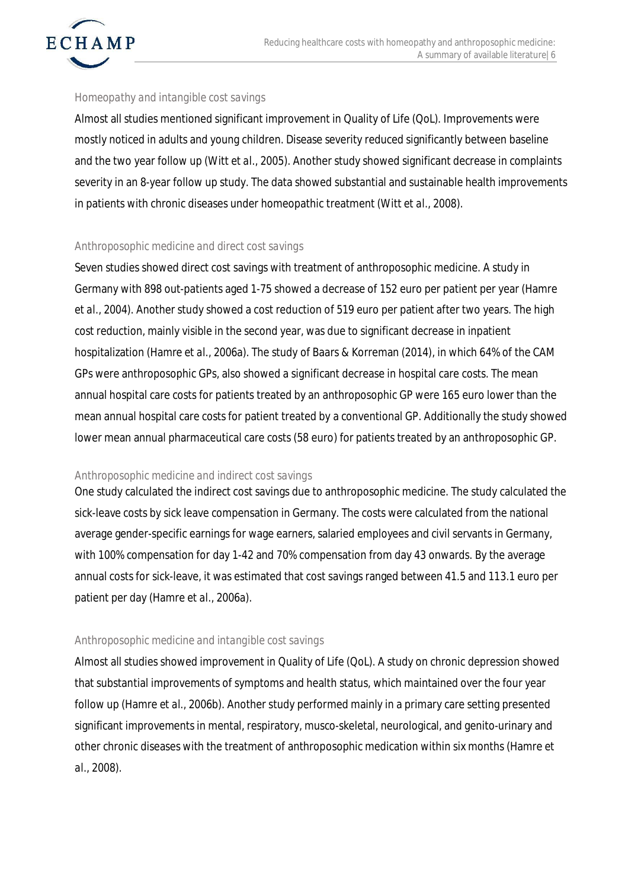### Homeopathy and intangible cost savings

Almost all studies mentioned significant improvement in Quality of Life (QoL). Improvements were mostly noticed in adults and young children. Disease severity reduced significantly between baseline and the two year follow up (Witt *et al.*, 2005). Another study showed significant decrease in complaints severity in an 8-year follow up study. The data showed substantial and sustainable health improvements in patients with chronic diseases under homeopathic treatment (Witt *et al.*, 2008).

### Anthroposophic medicine and direct cost savings

Seven studies showed direct cost savings with treatment of anthroposophic medicine. A study in Germany with 898 out-patients aged 1-75 showed a decrease of 152 euro per patient per year (Hamre *et al.*, 2004). Another study showed a cost reduction of 519 euro per patient after two years. The high cost reduction, mainly visible in the second year, was due to significant decrease in inpatient hospitalization (Hamre *et al.*, 2006a). The study of Baars & Korreman (2014), in which 64% of the CAM GPs were anthroposophic GPs, also showed a significant decrease in hospital care costs. The mean annual hospital care costs for patients treated by an anthroposophic GP were 165 euro lower than the mean annual hospital care costs for patient treated by a conventional GP. Additionally the study showed lower mean annual pharmaceutical care costs (58 euro) for patients treated by an anthroposophic GP.

### Anthroposophic medicine and indirect cost savings

One study calculated the indirect cost savings due to anthroposophic medicine. The study calculated the sick-leave costs by sick leave compensation in Germany. The costs were calculated from the national average gender-specific earnings for wage earners, salaried employees and civil servants in Germany, with 100% compensation for day 1-42 and 70% compensation from day 43 onwards. By the average annual costs for sick-leave, it was estimated that cost savings ranged between 41.5 and 113.1 euro per patient per day (Hamre *et al.*, 2006a).

### Anthroposophic medicine and intangible cost savings

Almost all studies showed improvement in Quality of Life (QoL). A study on chronic depression showed that substantial improvements of symptoms and health status, which maintained over the four year follow up (Hamre *et al.*, 2006b). Another study performed mainly in a primary care setting presented significant improvements in mental, respiratory, musco-skeletal, neurological, and genito-urinary and other chronic diseases with the treatment of anthroposophic medication within six months (Hamre *et al.*, 2008).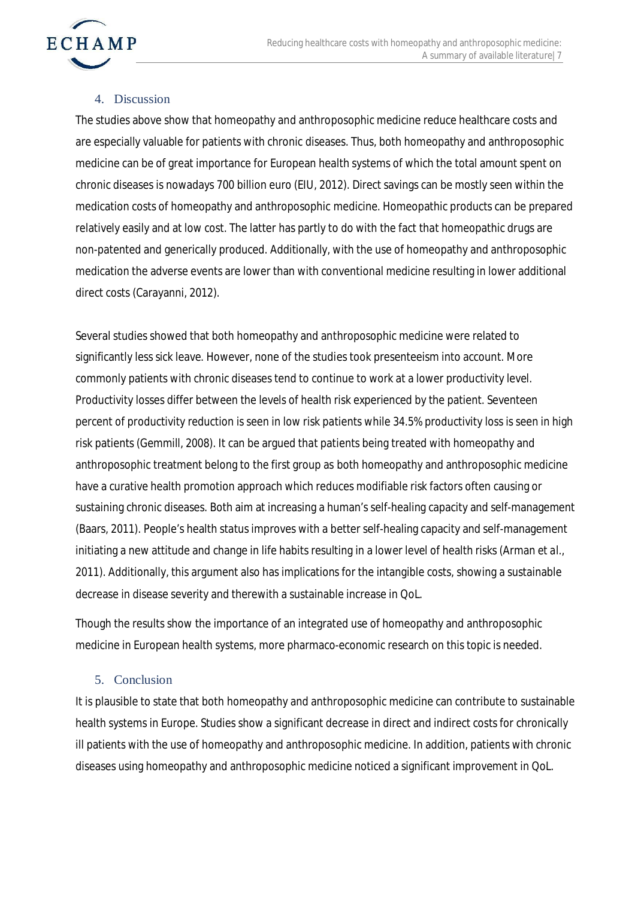## 4. Discussion

The studies above show that homeopathy and anthroposophic medicine reduce healthcare costs and are especially valuable for patients with chronic diseases. Thus, both homeopathy and anthroposophic medicine can be of great importance for European health systems of which the total amount spent on chronic diseases is nowadays 700 billion euro (EIU, 2012). Direct savings can be mostly seen within the medication costs of homeopathy and anthroposophic medicine. Homeopathic products can be prepared relatively easily and at low cost. The latter has partly to do with the fact that homeopathic drugs are non-patented and generically produced. Additionally, with the use of homeopathy and anthroposophic medication the adverse events are lower than with conventional medicine resulting in lower additional direct costs (Carayanni, 2012).

Several studies showed that both homeopathy and anthroposophic medicine were related to significantly less sick leave. However, none of the studies took presenteeism into account. More commonly patients with chronic diseases tend to continue to work at a lower productivity level. Productivity losses differ between the levels of health risk experienced by the patient. Seventeen percent of productivity reduction is seen in low risk patients while 34.5% productivity loss is seen in high risk patients (Gemmill, 2008). It can be argued that patients being treated with homeopathy and anthroposophic treatment belong to the first group as both homeopathy and anthroposophic medicine have a curative health promotion approach which reduces modifiable risk factors often causing or sustaining chronic diseases. Both aim at increasing a human's self-healing capacity and self-management (Baars, 2011). People's health status improves with a better self-healing capacity and self-management initiating a new attitude and change in life habits resulting in a lower level of health risks (Arman et al., 2011). Additionally, this argument also has implications for the intangible costs, showing a sustainable decrease in disease severity and therewith a sustainable increase in QoL.

Though the results show the importance of an integrated use of homeopathy and anthroposophic medicine in European health systems, more pharmaco-economic research on this topic is needed.

## 5. Conclusion

It is plausible to state that both homeopathy and anthroposophic medicine can contribute to sustainable health systems in Europe. Studies show a significant decrease in direct and indirect costs for chronically ill patients with the use of homeopathy and anthroposophic medicine. In addition, patients with chronic diseases using homeopathy and anthroposophic medicine noticed a significant improvement in QoL.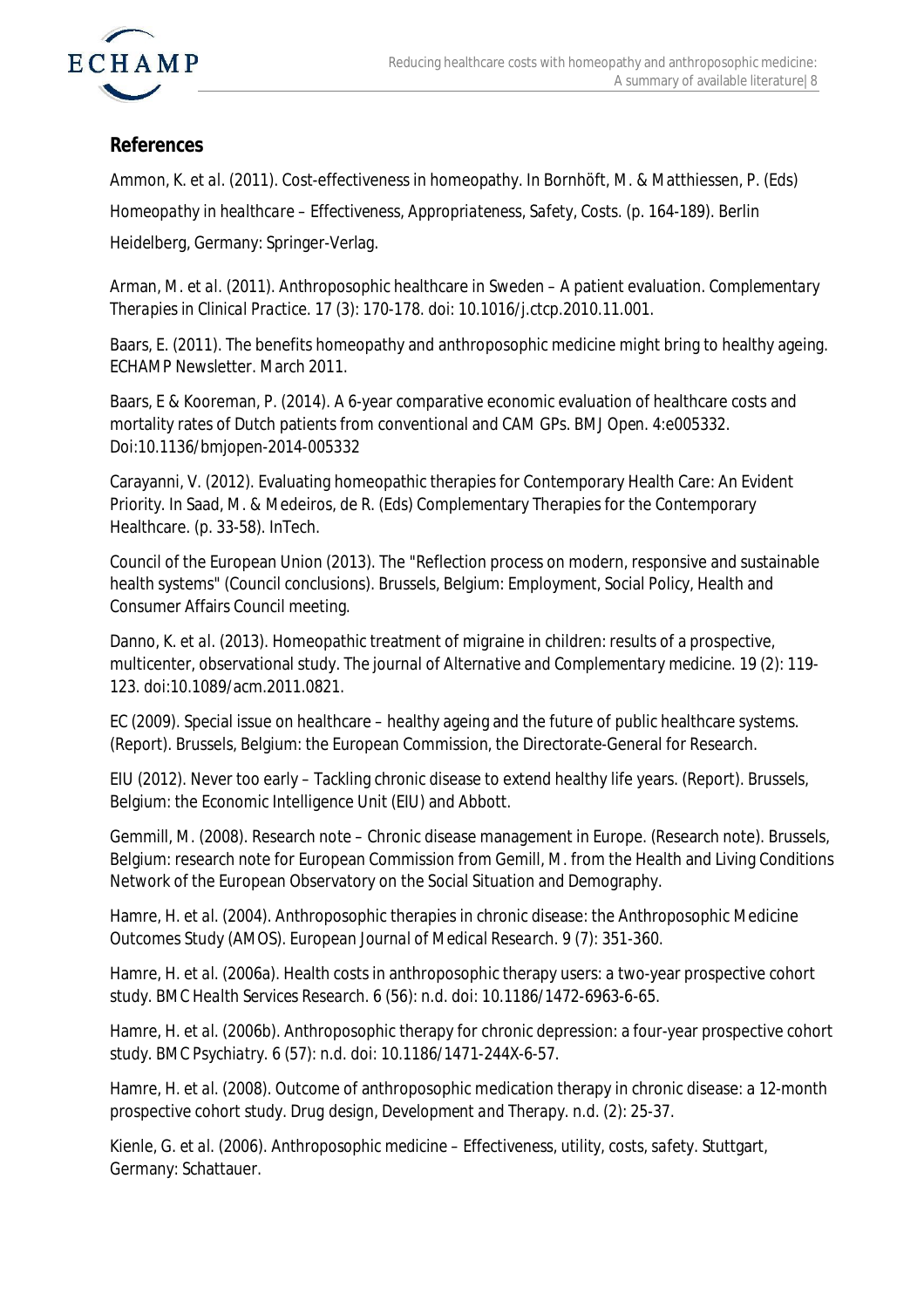## References

Ammon, K. *et al.* (2011). Cost-effectiveness in homeopathy. In Bornhöft, M. & Matthiessen, P. (Eds) *Homeopathy in healthcare – Effectiveness, Appropriateness, Safety, Costs.* (p. 164-189). Berlin Heidelberg, Germany: Springer-Verlag.

Arman, M. *et al.* (2011). Anthroposophic healthcare in Sweden – A patient evaluation. *Complementary Therapies in Clinical Practice.* 17 (3): 170-178. doi: 10.1016/j.ctcp.2010.11.001.

Baars, E. (2011). The benefits homeopathy and anthroposophic medicine might bring to healthy ageing. ECHAMP Newsletter. March 2011.

Baars, E & Kooreman, P. (2014). A 6-year comparative economic evaluation of healthcare costs and mortality rates of Dutch patients from conventional and CAM GPs. BMJ Open. 4:e005332. Doi:10.1136/bmjopen-2014-005332

Carayanni, V. (2012). Evaluating homeopathic therapies for Contemporary Health Care: An Evident Priority. In Saad, M. & Medeiros, de R. (Eds) Complementary Therapies for the Contemporary Healthcare. (p. 33-58). InTech.

Council of the European Union (2013). The "Reflection process on modern, responsive and sustainable health systems" (Council conclusions). Brussels, Belgium: Employment, Social Policy, Health and Consumer Affairs Council meeting.

Danno, K. *et al.* (2013). Homeopathic treatment of migraine in children: results of a prospective, multicenter, observational study. *The journal of Alternative and Complementary medicine.* 19 (2): 119-123. doi:10.1089/acm.2011.0821.

EC (2009). Special issue on healthcare – healthy ageing and the future of public healthcare systems. (Report). Brussels, Belgium: the European Commission, the Directorate-General for Research.

EIU (2012). Never too early – Tackling chronic disease to extend healthy life years. (Report). Brussels, Belgium: the Economic Intelligence Unit (EIU) and Abbott.

Gemmill, M. (2008). Research note – Chronic disease management in Europe. (Research note). Brussels, Belgium: research note for European Commission from Gemill, M. from the Health and Living Conditions Network of the European Observatory on the Social Situation and Demography.

Hamre, H. *et al.* (2004). Anthroposophic therapies in chronic disease: the Anthroposophic Medicine Outcomes Study (AMOS). *European Journal of Medical Research.* 9 (7): 351-360.

Hamre, H. *et al.* (2006a). Health costs in anthroposophic therapy users: a two-year prospective cohort study. *BMC Health Services Research.* 6 (56): n.d. doi: 10.1186/1472-6963-6-65.

Hamre, H. *et al.* (2006b). Anthroposophic therapy for chronic depression: a four-year prospective cohort study. *BMC Psychiatry.* 6 (57): n.d. doi: 10.1186/1471-244X-6-57.

Hamre, H. *et al.* (2008). Outcome of anthroposophic medication therapy in chronic disease: a 12-month prospective cohort study. *Drug design, Development and Therapy.* n.d. (2): 25-37.

Kienle, G. *et al.* (2006). *Anthroposophic medicine – Effectiveness, utility, costs, safety.* Stuttgart, Germany: Schattauer.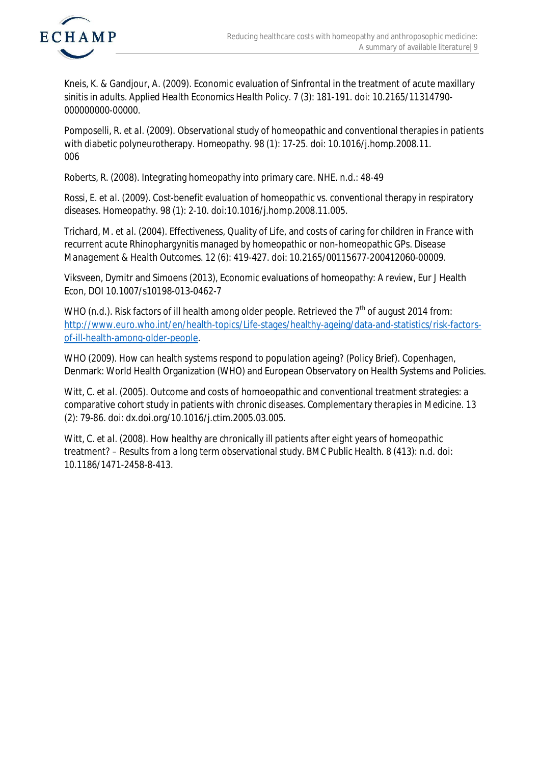Kneis, K. & Gandjour, A. (2009). Economic evaluation of Sinfrontal in the treatment of acute maxillary sinitis in adults. *Applied Health Economics Health Policy.* 7 (3): 181-191. doi: 10.2165/11314790-000000000-00000.

Pomposelli, R. *et al.* (2009). Observational study of homeopathic and conventional therapies in patients with diabetic polyneurotherapy. *Homeopathy.* 98 (1): 17-25. doi: 10.1016/j.homp.2008.11. 006

Roberts, R. (2008). Integrating homeopathy into primary care. *NHE.* n.d.: 48-49

Rossi, E. *et al.* (2009). Cost-benefit evaluation of homeopathic vs. conventional therapy in respiratory diseases. *Homeopathy.* 98 (1): 2-10. doi:10.1016/j.homp.2008.11.005.

Trichard, M. *et al.* (2004). Effectiveness, Quality of Life, and costs of caring for children in France with recurrent acute Rhinophargynitis managed by homeopathic or non-homeopathic GPs. *Disease Management & Health Outcomes.* 12 (6): 419-427. doi: 10.2165/00115677-200412060-00009.

Viksveen, Dymitr and Simoens (2013), Economic evaluations of homeopathy: A review, Eur J Health Econ, DOI 10.1007/s10198-013-0462-7

WHO (n.d.). Risk factors of ill health among older people. Retrieved the 7th of august 2014 from: http://www.euro.who.int/en/health-topics/Life-stages/healthy-ageing/data-and-statistics/risk-factors-of-ill-health-among-older-people.

WHO (2009). How can health systems respond to population ageing? (Policy Brief). Copenhagen, Denmark: World Health Organization (WHO) and European Observatory on Health Systems and Policies.

Witt, C. *et al.* (2005). Outcome and costs of homoeopathic and conventional treatment strategies: a comparative cohort study in patients with chronic diseases. *Complementary therapies in Medicine.* 13 (2): 79-86. doi: dx.doi.org/10.1016/j.ctim.2005.03.005.

Witt, C. *et al.* (2008). How healthy are chronically ill patients after eight years of homeopathic treatment? – Results from a long term observational study. *BMC Public Health.* 8 (413): n.d. doi: 10.1186/1471-2458-8-413.